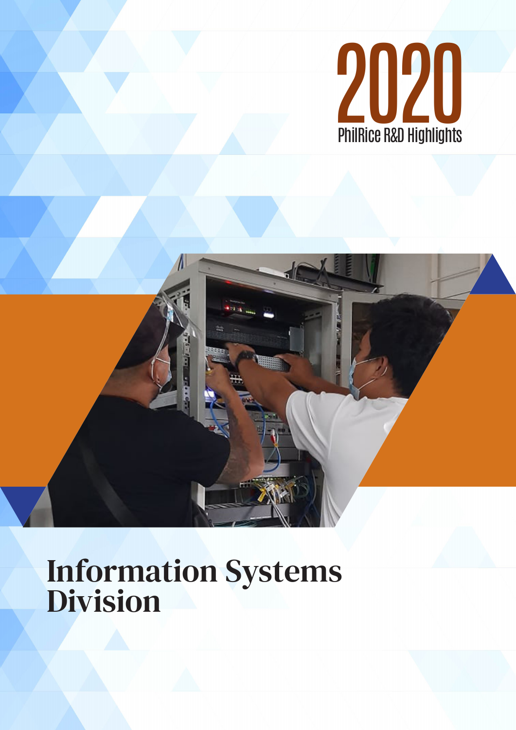# 2020

PhilRice R&D Highlights

# Information Systems Division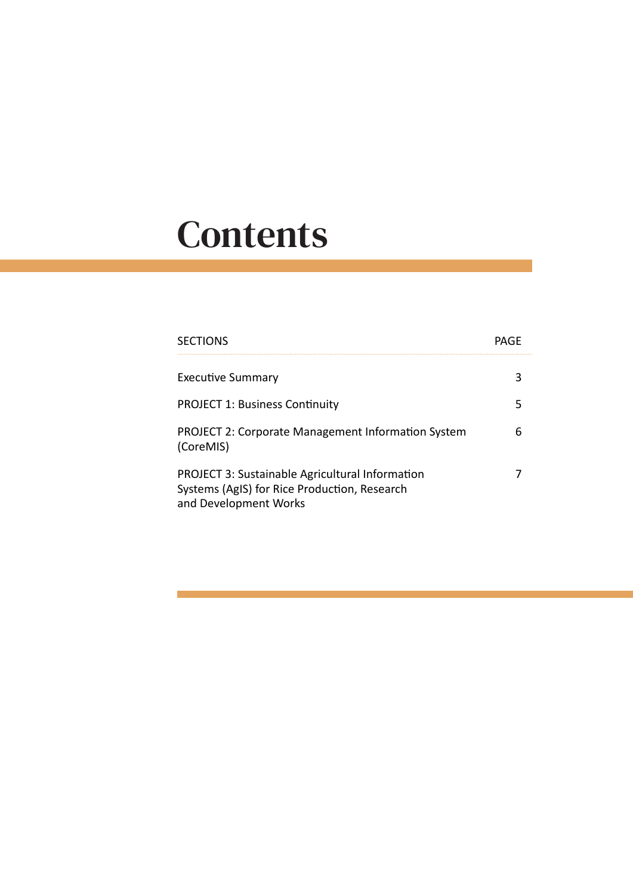# Contents

| SECTIONS | PAGE |
| --- | --- |
| Executive Summary | 3 |
| PROJECT 1: Business Continuity | 5 |
| PROJECT 2: Corporate Management Information System (CoreMIS) | 6 |
| PROJECT 3: Sustainable Agricultural Information Systems (AgIS) for Rice Production, Research and Development Works | 7 |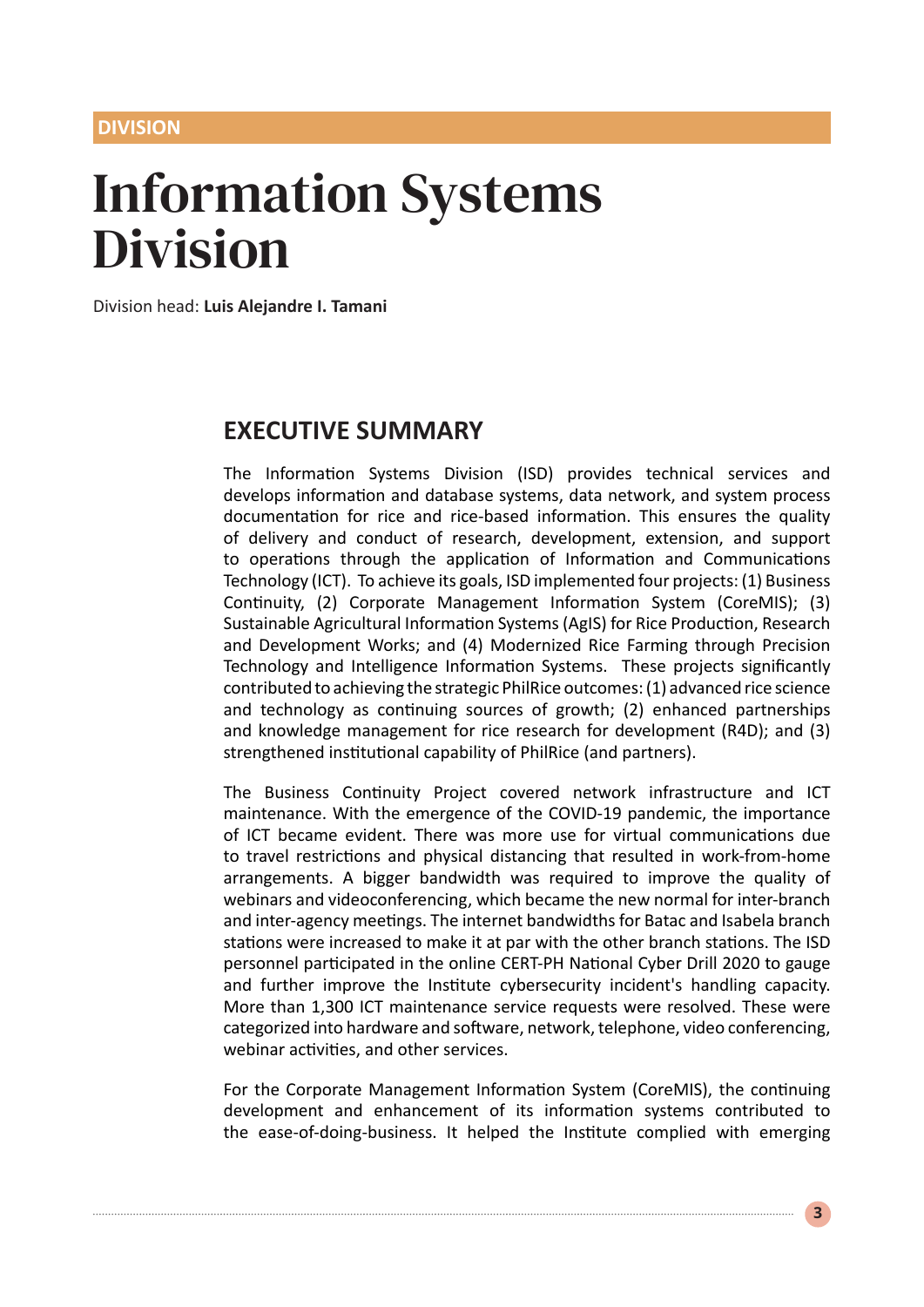DIVISION

# Information Systems Division

Division head: **Luis Alejandre I. Tamani**

## EXECUTIVE SUMMARY

The Information Systems Division (ISD) provides technical services and develops information and database systems, data network, and system process documentation for rice and rice-based information. This ensures the quality of delivery and conduct of research, development, extension, and support to operations through the application of Information and Communications Technology (ICT). To achieve its goals, ISD implemented four projects: (1) Business Continuity, (2) Corporate Management Information System (CoreMIS); (3) Sustainable Agricultural Information Systems (AgIS) for Rice Production, Research and Development Works; and (4) Modernized Rice Farming through Precision Technology and Intelligence Information Systems. These projects significantly contributed to achieving the strategic PhilRice outcomes: (1) advanced rice science and technology as continuing sources of growth; (2) enhanced partnerships and knowledge management for rice research for development (R4D); and (3) strengthened institutional capability of PhilRice (and partners).

The Business Continuity Project covered network infrastructure and ICT maintenance. With the emergence of the COVID-19 pandemic, the importance of ICT became evident. There was more use for virtual communications due to travel restrictions and physical distancing that resulted in work-from-home arrangements. A bigger bandwidth was required to improve the quality of webinars and videoconferencing, which became the new normal for inter-branch and inter-agency meetings. The internet bandwidths for Batac and Isabela branch stations were increased to make it at par with the other branch stations. The ISD personnel participated in the online CERT-PH National Cyber Drill 2020 to gauge and further improve the Institute cybersecurity incident's handling capacity. More than 1,300 ICT maintenance service requests were resolved. These were categorized into hardware and software, network, telephone, video conferencing, webinar activities, and other services.

For the Corporate Management Information System (CoreMIS), the continuing development and enhancement of its information systems contributed to the ease-of-doing-business. It helped the Institute complied with emerging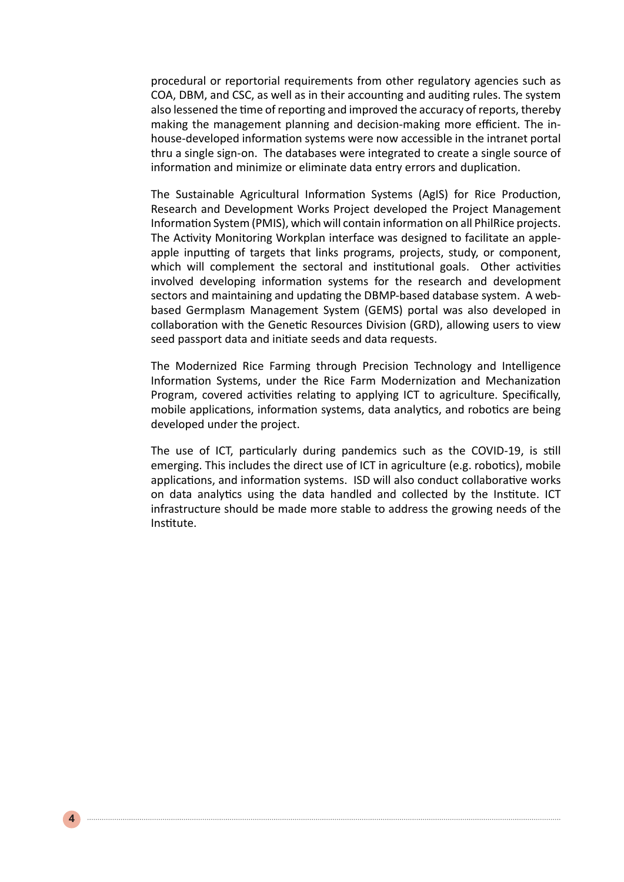procedural or reportorial requirements from other regulatory agencies such as COA, DBM, and CSC, as well as in their accounting and auditing rules. The system also lessened the time of reporting and improved the accuracy of reports, thereby making the management planning and decision-making more efficient. The in-house-developed information systems were now accessible in the intranet portal thru a single sign-on. The databases were integrated to create a single source of information and minimize or eliminate data entry errors and duplication.

The Sustainable Agricultural Information Systems (AgIS) for Rice Production, Research and Development Works Project developed the Project Management Information System (PMIS), which will contain information on all PhilRice projects. The Activity Monitoring Workplan interface was designed to facilitate an apple-apple inputting of targets that links programs, projects, study, or component, which will complement the sectoral and institutional goals. Other activities involved developing information systems for the research and development sectors and maintaining and updating the DBMP-based database system. A web-based Germplasm Management System (GEMS) portal was also developed in collaboration with the Genetic Resources Division (GRD), allowing users to view seed passport data and initiate seeds and data requests.

The Modernized Rice Farming through Precision Technology and Intelligence Information Systems, under the Rice Farm Modernization and Mechanization Program, covered activities relating to applying ICT to agriculture. Specifically, mobile applications, information systems, data analytics, and robotics are being developed under the project.

The use of ICT, particularly during pandemics such as the COVID-19, is still emerging. This includes the direct use of ICT in agriculture (e.g. robotics), mobile applications, and information systems. ISD will also conduct collaborative works on data analytics using the data handled and collected by the Institute. ICT infrastructure should be made more stable to address the growing needs of the Institute.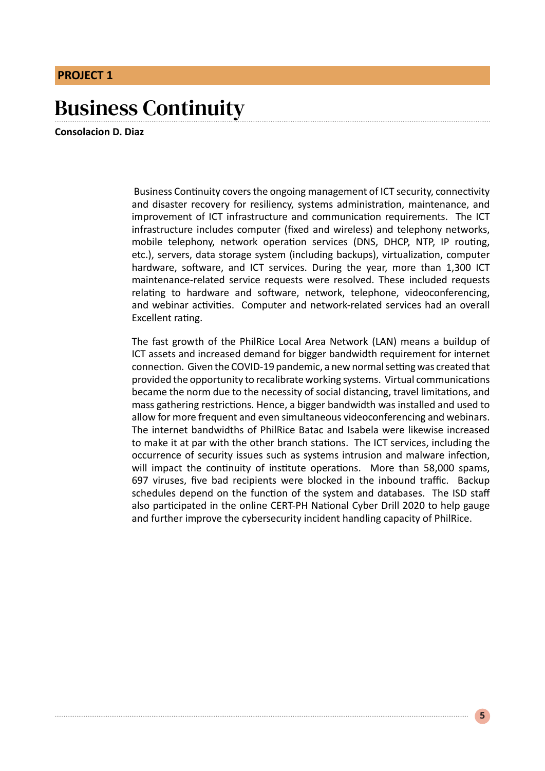**PROJECT 1**

# Business Continuity

**Consolacion D. Diaz**

Business Continuity covers the ongoing management of ICT security, connectivity and disaster recovery for resiliency, systems administration, maintenance, and improvement of ICT infrastructure and communication requirements. The ICT infrastructure includes computer (fixed and wireless) and telephony networks, mobile telephony, network operation services (DNS, DHCP, NTP, IP routing, etc.), servers, data storage system (including backups), virtualization, computer hardware, software, and ICT services. During the year, more than 1,300 ICT maintenance-related service requests were resolved. These included requests relating to hardware and software, network, telephone, videoconferencing, and webinar activities. Computer and network-related services had an overall Excellent rating.

The fast growth of the PhilRice Local Area Network (LAN) means a buildup of ICT assets and increased demand for bigger bandwidth requirement for internet connection. Given the COVID-19 pandemic, a new normal setting was created that provided the opportunity to recalibrate working systems. Virtual communications became the norm due to the necessity of social distancing, travel limitations, and mass gathering restrictions. Hence, a bigger bandwidth was installed and used to allow for more frequent and even simultaneous videoconferencing and webinars. The internet bandwidths of PhilRice Batac and Isabela were likewise increased to make it at par with the other branch stations. The ICT services, including the occurrence of security issues such as systems intrusion and malware infection, will impact the continuity of institute operations. More than 58,000 spams, 697 viruses, five bad recipients were blocked in the inbound traffic. Backup schedules depend on the function of the system and databases. The ISD staff also participated in the online CERT-PH National Cyber Drill 2020 to help gauge and further improve the cybersecurity incident handling capacity of PhilRice.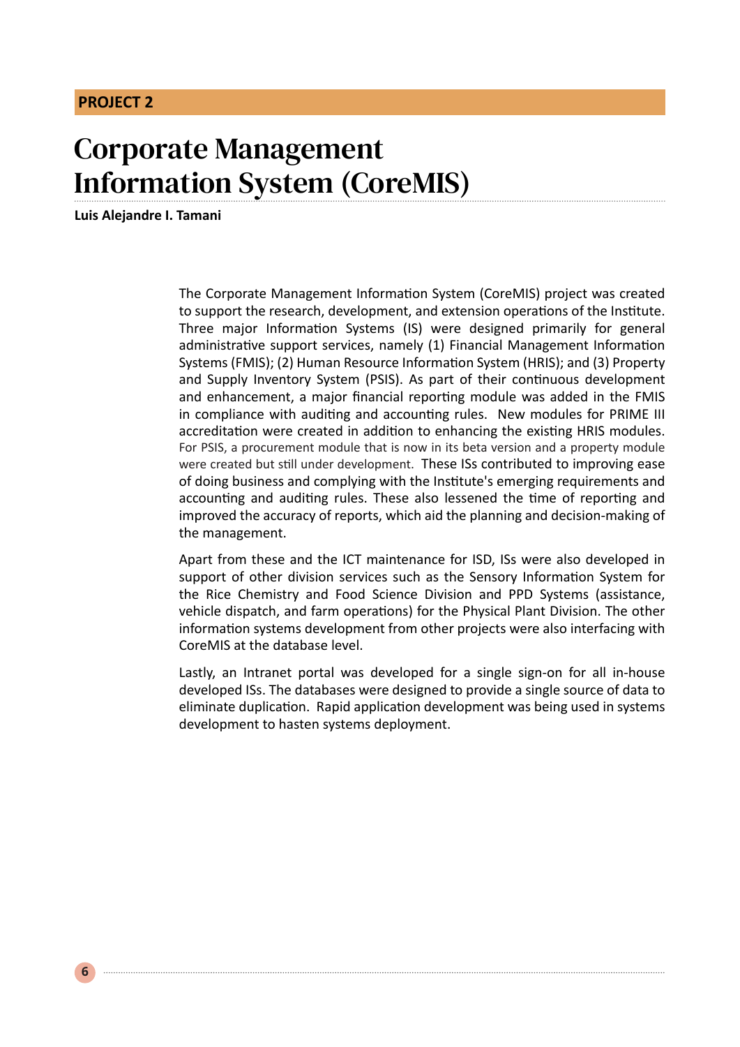**PROJECT 2**

# Corporate Management Information System (CoreMIS)

**Luis Alejandre I. Tamani**

The Corporate Management Information System (CoreMIS) project was created to support the research, development, and extension operations of the Institute. Three major Information Systems (IS) were designed primarily for general administrative support services, namely (1) Financial Management Information Systems (FMIS); (2) Human Resource Information System (HRIS); and (3) Property and Supply Inventory System (PSIS). As part of their continuous development and enhancement, a major financial reporting module was added in the FMIS in compliance with auditing and accounting rules. New modules for PRIME III accreditation were created in addition to enhancing the existing HRIS modules. For PSIS, a procurement module that is now in its beta version and a property module were created but still under development. These ISs contributed to improving ease of doing business and complying with the Institute's emerging requirements and accounting and auditing rules. These also lessened the time of reporting and improved the accuracy of reports, which aid the planning and decision-making of the management.

Apart from these and the ICT maintenance for ISD, ISs were also developed in support of other division services such as the Sensory Information System for the Rice Chemistry and Food Science Division and PPD Systems (assistance, vehicle dispatch, and farm operations) for the Physical Plant Division. The other information systems development from other projects were also interfacing with CoreMIS at the database level.

Lastly, an Intranet portal was developed for a single sign-on for all in-house developed ISs. The databases were designed to provide a single source of data to eliminate duplication. Rapid application development was being used in systems development to hasten systems deployment.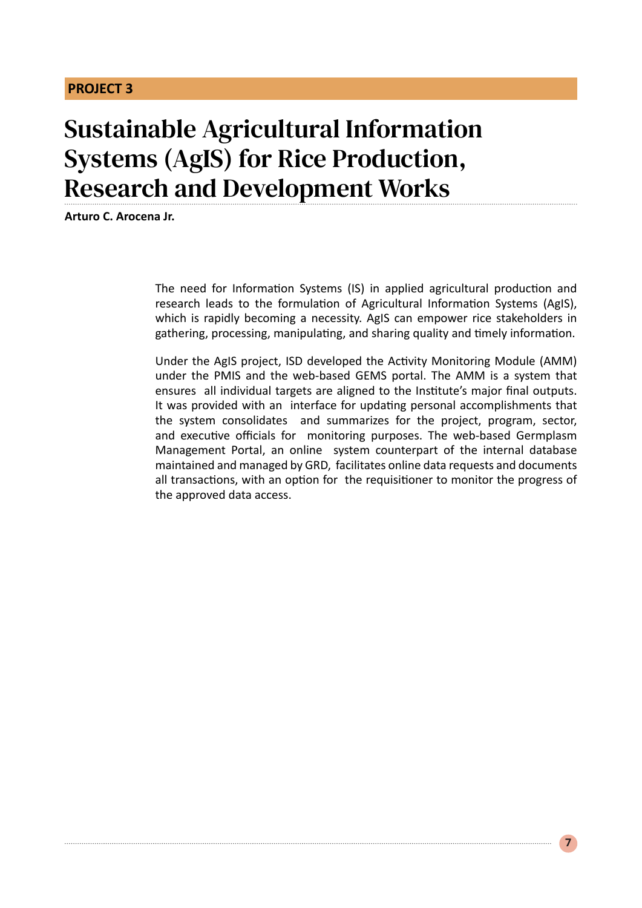**PROJECT 3**

# Sustainable Agricultural Information Systems (AgIS) for Rice Production, Research and Development Works

**Arturo C. Arocena Jr.**

The need for Information Systems (IS) in applied agricultural production and research leads to the formulation of Agricultural Information Systems (AgIS), which is rapidly becoming a necessity. AgIS can empower rice stakeholders in gathering, processing, manipulating, and sharing quality and timely information.

Under the AgIS project, ISD developed the Activity Monitoring Module (AMM) under the PMIS and the web-based GEMS portal. The AMM is a system that ensures all individual targets are aligned to the Institute's major final outputs. It was provided with an interface for updating personal accomplishments that the system consolidates and summarizes for the project, program, sector, and executive officials for monitoring purposes. The web-based Germplasm Management Portal, an online system counterpart of the internal database maintained and managed by GRD, facilitates online data requests and documents all transactions, with an option for the requisitioner to monitor the progress of the approved data access.